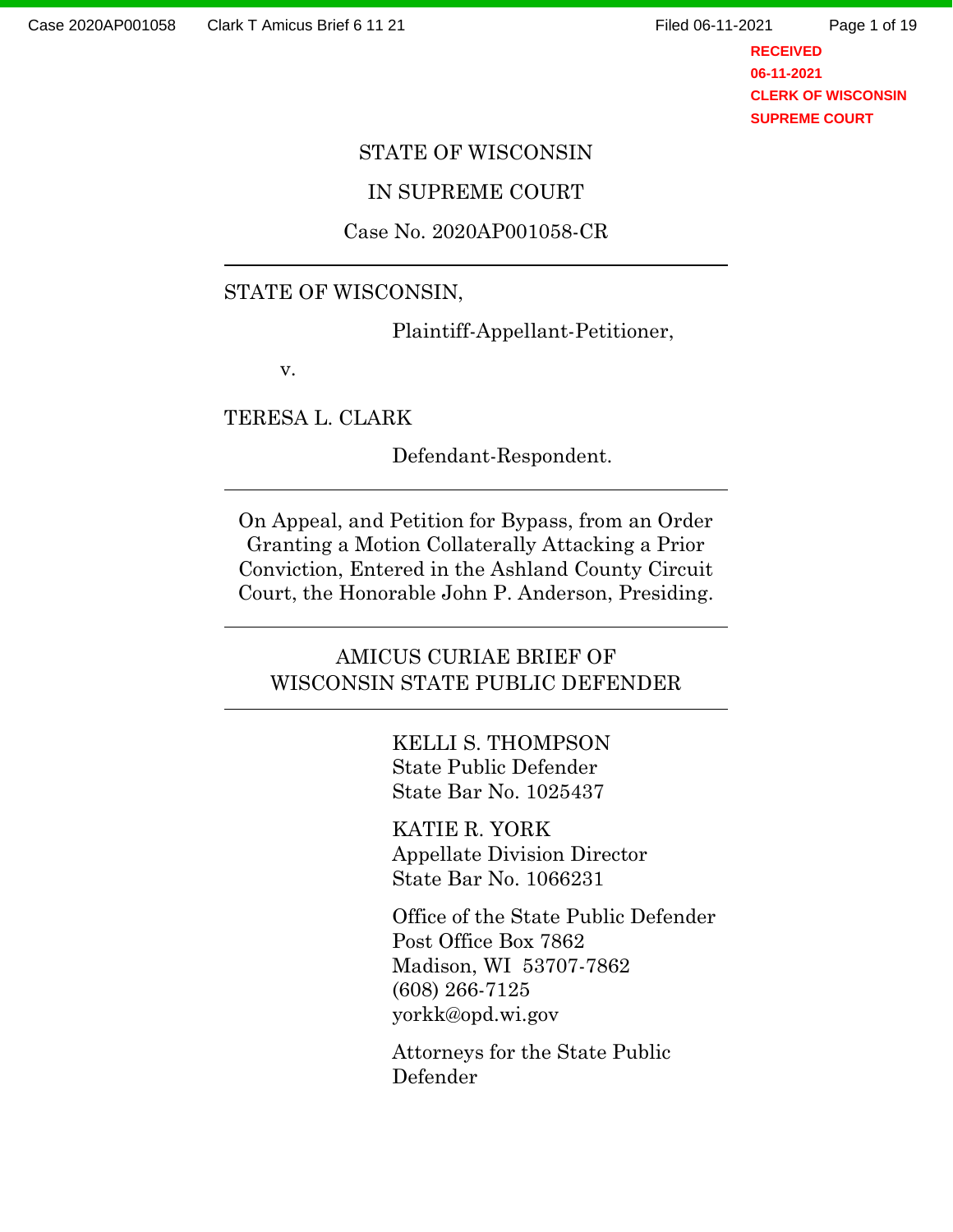STATE OF WISCONSIN

IN SUPREME COURT

Case No. 2020AP001058-CR

---

STATE OF WISCONSIN,

Plaintiff-Appellant-Petitioner,

v.

TERESA L. CLARK

Defendant-Respondent.

---

On Appeal, and Petition for Bypass, from an Order Granting a Motion Collaterally Attacking a Prior Conviction, Entered in the Ashland County Circuit Court, the Honorable John P. Anderson, Presiding.

---

AMICUS CURIAE BRIEF OF
WISCONSIN STATE PUBLIC DEFENDER

---

KELLI S. THOMPSON
State Public Defender
State Bar No. 1025437

KATIE R. YORK
Appellate Division Director
State Bar No. 1066231

Office of the State Public Defender
Post Office Box 7862
Madison, WI 53707-7862
(608) 266-7125
yorkk@opd.wi.gov

Attorneys for the State Public Defender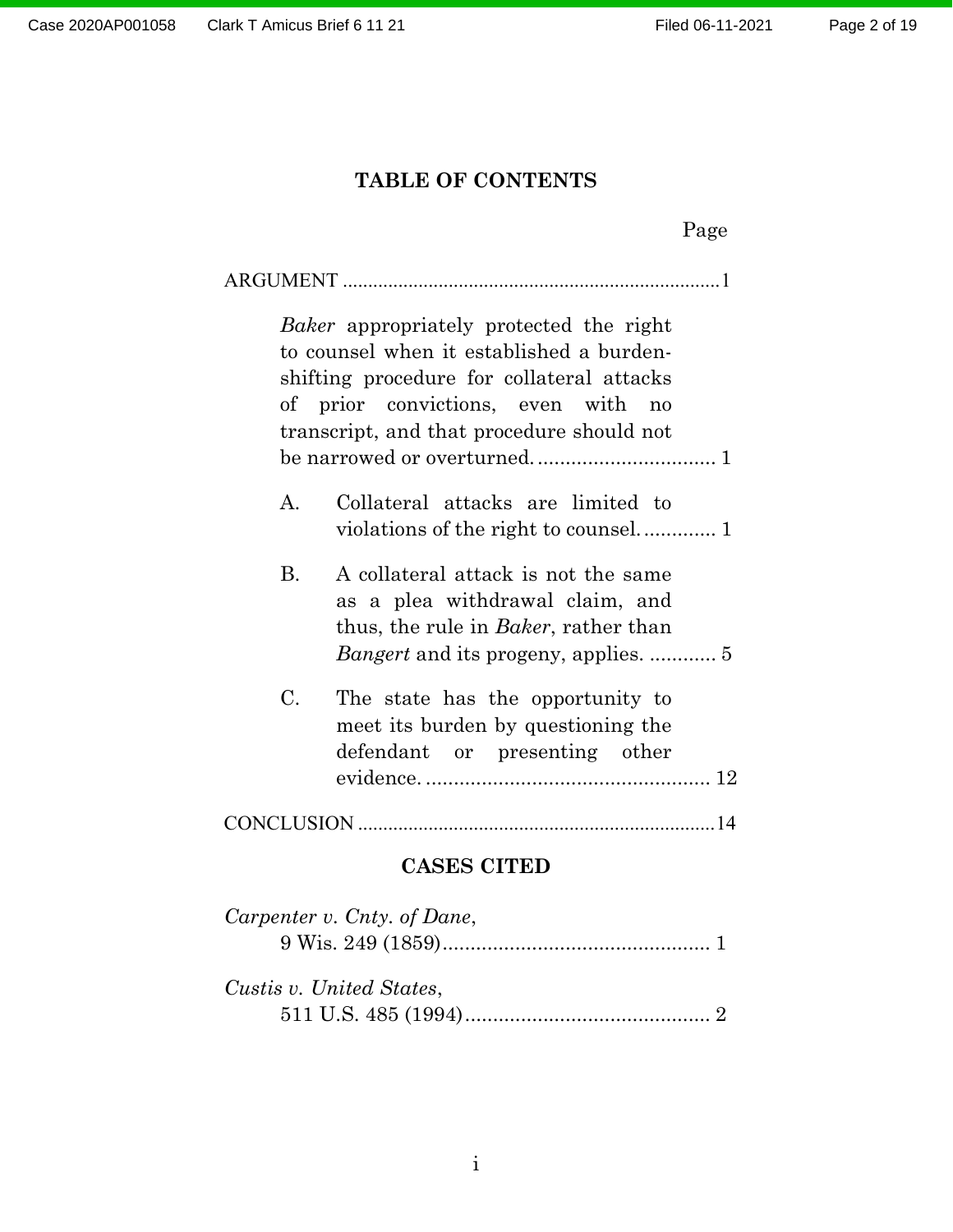# TABLE OF CONTENTS

Page

ARGUMENT ........................................................................... 1

*Baker* appropriately protected the right to counsel when it established a burden-shifting procedure for collateral attacks of prior convictions, even with no transcript, and that procedure should not be narrowed or overturned. ................................ 1

A. Collateral attacks are limited to violations of the right to counsel. ............. 1

B. A collateral attack is not the same as a plea withdrawal claim, and thus, the rule in *Baker*, rather than *Bangert* and its progeny, applies. ............ 5

C. The state has the opportunity to meet its burden by questioning the defendant or presenting other evidence. .................................................... 12

CONCLUSION ....................................................................... 14

## CASES CITED

*Carpenter v. Cnty. of Dane*,
9 Wis. 249 (1859)................................................ 1

*Custis v. United States*,
511 U.S. 485 (1994)............................................ 2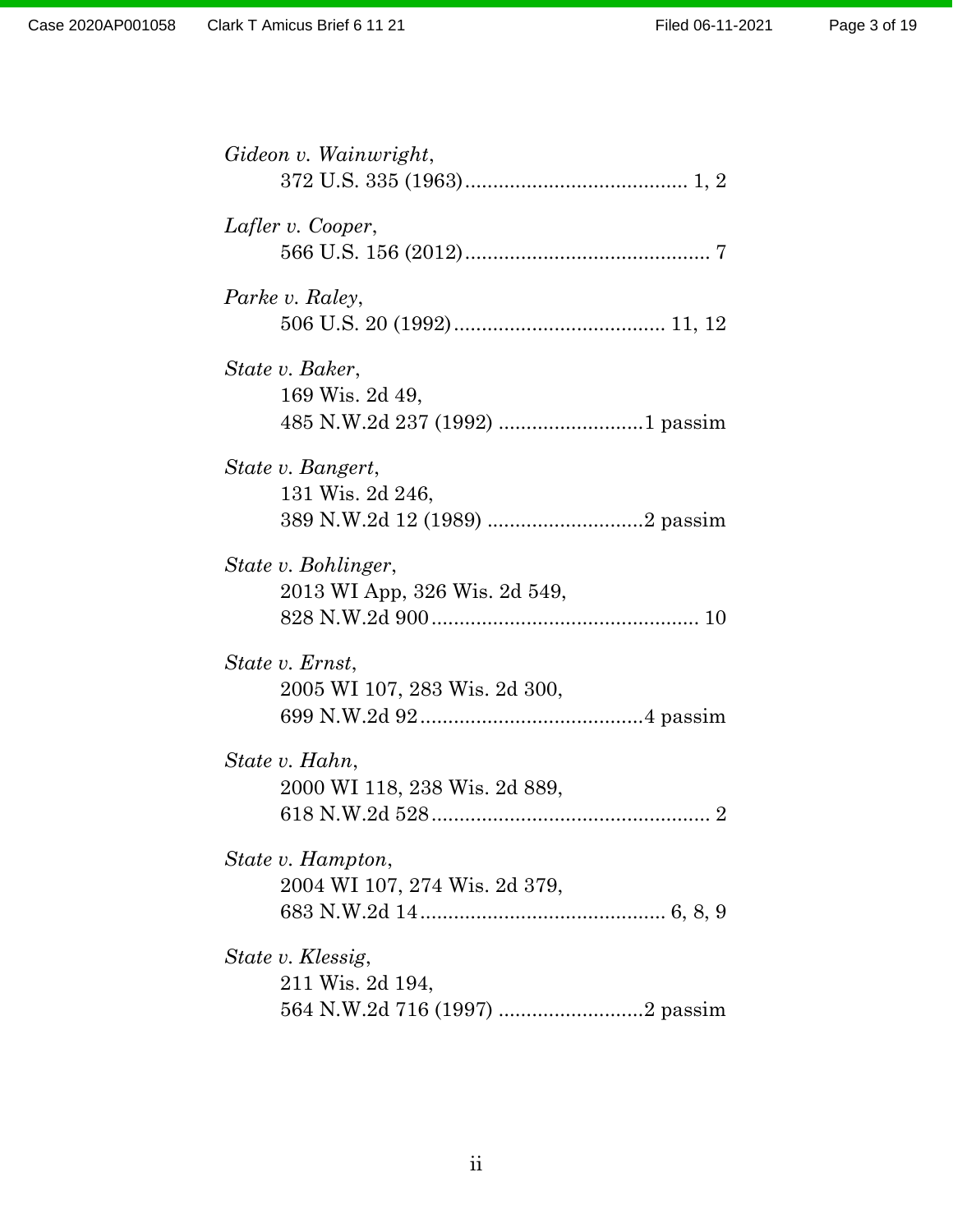*Gideon v. Wainwright*,
372 U.S. 335 (1963)........................................ 1, 2

*Lafler v. Cooper*,
566 U.S. 156 (2012)............................................ 7

*Parke v. Raley*,
506 U.S. 20 (1992)...................................... 11, 12

*State v. Baker*,
169 Wis. 2d 49,
485 N.W.2d 237 (1992) ..........................1 passim

*State v. Bangert*,
131 Wis. 2d 246,
389 N.W.2d 12 (1989) ............................2 passim

*State v. Bohlinger*,
2013 WI App, 326 Wis. 2d 549,
828 N.W.2d 900................................................ 10

*State v. Ernst*,
2005 WI 107, 283 Wis. 2d 300,
699 N.W.2d 92........................................4 passim

*State v. Hahn*,
2000 WI 118, 238 Wis. 2d 889,
618 N.W.2d 528.................................................. 2

*State v. Hampton*,
2004 WI 107, 274 Wis. 2d 379,
683 N.W.2d 14............................................ 6, 8, 9

*State v. Klessig*,
211 Wis. 2d 194,
564 N.W.2d 716 (1997) ..........................2 passim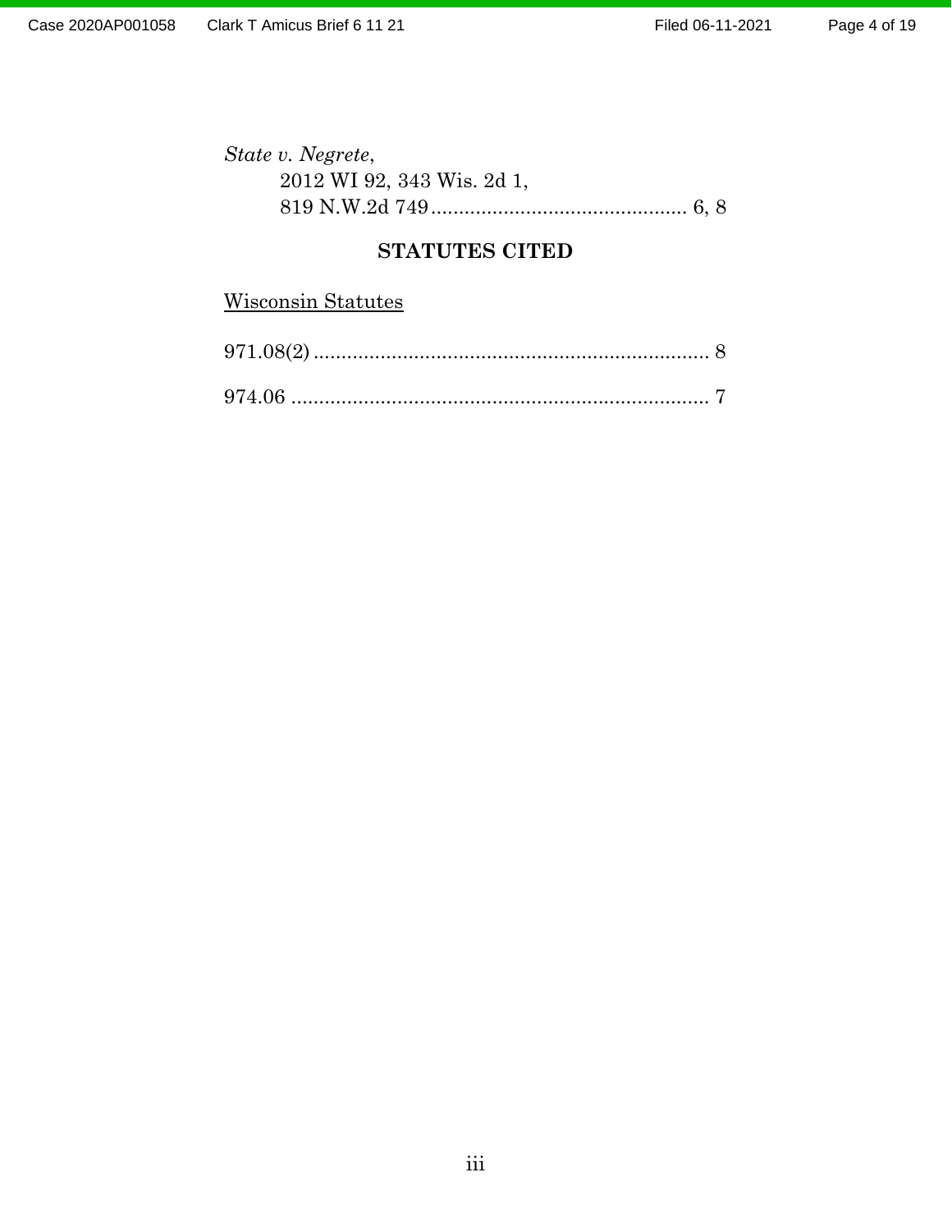*State v. Negrete*,
2012 WI 92, 343 Wis. 2d 1,
819 N.W.2d 749 .............................................. 6, 8

## STATUTES CITED

Wisconsin Statutes

971.08(2) ....................................................................... 8

974.06 ........................................................................... 7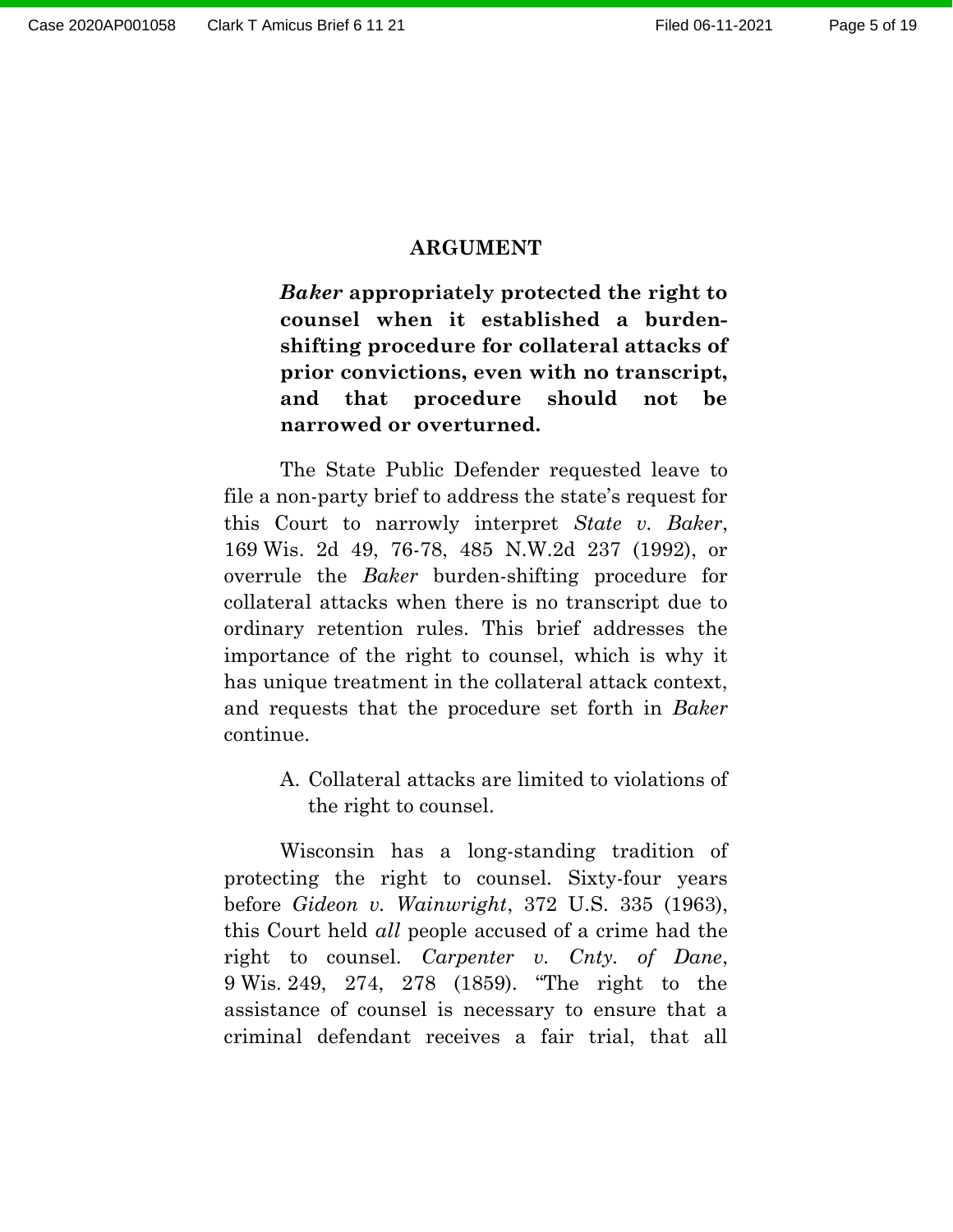## ARGUMENT

***Baker* appropriately protected the right to counsel when it established a burden-shifting procedure for collateral attacks of prior convictions, even with no transcript, and that procedure should not be narrowed or overturned.**

The State Public Defender requested leave to file a non-party brief to address the state's request for this Court to narrowly interpret *State v. Baker*, 169 Wis. 2d 49, 76-78, 485 N.W.2d 237 (1992), or overrule the *Baker* burden-shifting procedure for collateral attacks when there is no transcript due to ordinary retention rules. This brief addresses the importance of the right to counsel, which is why it has unique treatment in the collateral attack context, and requests that the procedure set forth in *Baker* continue.

A. Collateral attacks are limited to violations of the right to counsel.

Wisconsin has a long-standing tradition of protecting the right to counsel. Sixty-four years before *Gideon v. Wainwright*, 372 U.S. 335 (1963), this Court held *all* people accused of a crime had the right to counsel. *Carpenter v. Cnty. of Dane*, 9 Wis. 249, 274, 278 (1859). "The right to the assistance of counsel is necessary to ensure that a criminal defendant receives a fair trial, that all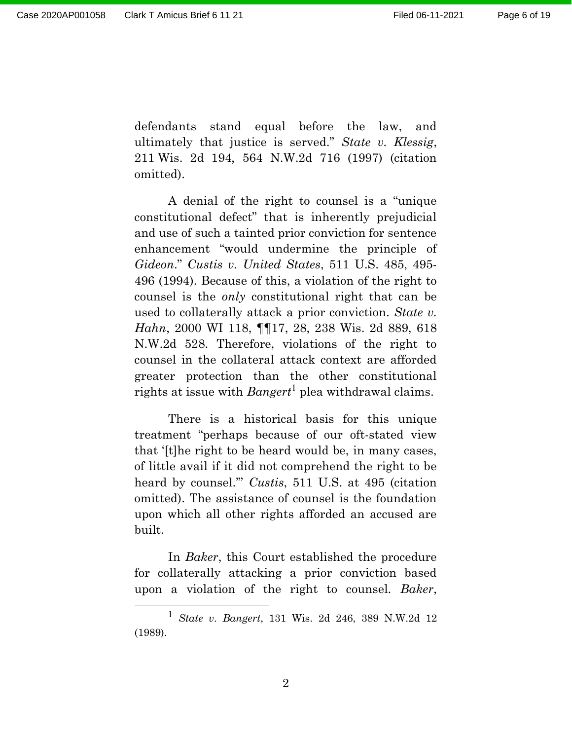defendants stand equal before the law, and ultimately that justice is served." *State v. Klessig*, 211 Wis. 2d 194, 564 N.W.2d 716 (1997) (citation omitted).

A denial of the right to counsel is a "unique constitutional defect" that is inherently prejudicial and use of such a tainted prior conviction for sentence enhancement "would undermine the principle of *Gideon*." *Custis v. United States*, 511 U.S. 485, 495-496 (1994). Because of this, a violation of the right to counsel is the *only* constitutional right that can be used to collaterally attack a prior conviction. *State v. Hahn*, 2000 WI 118, ¶¶17, 28, 238 Wis. 2d 889, 618 N.W.2d 528. Therefore, violations of the right to counsel in the collateral attack context are afforded greater protection than the other constitutional rights at issue with *Bangert*[1] plea withdrawal claims.

There is a historical basis for this unique treatment "perhaps because of our oft-stated view that '[t]he right to be heard would be, in many cases, of little avail if it did not comprehend the right to be heard by counsel.'" *Custis*, 511 U.S. at 495 (citation omitted). The assistance of counsel is the foundation upon which all other rights afforded an accused are built.

In *Baker*, this Court established the procedure for collaterally attacking a prior conviction based upon a violation of the right to counsel. *Baker*,

[1] *State v. Bangert*, 131 Wis. 2d 246, 389 N.W.2d 12 (1989).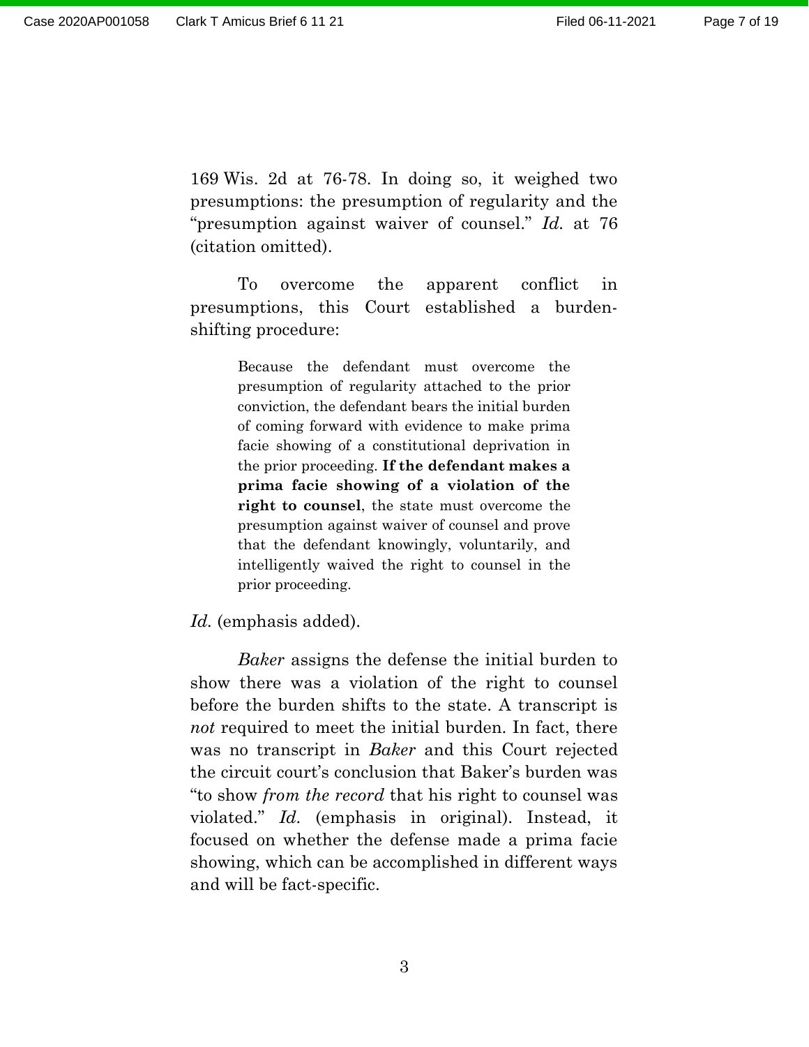169 Wis. 2d at 76-78. In doing so, it weighed two presumptions: the presumption of regularity and the "presumption against waiver of counsel." *Id.* at 76 (citation omitted).

To overcome the apparent conflict in presumptions, this Court established a burden-shifting procedure:

> Because the defendant must overcome the presumption of regularity attached to the prior conviction, the defendant bears the initial burden of coming forward with evidence to make prima facie showing of a constitutional deprivation in the prior proceeding. **If the defendant makes a prima facie showing of a violation of the right to counsel**, the state must overcome the presumption against waiver of counsel and prove that the defendant knowingly, voluntarily, and intelligently waived the right to counsel in the prior proceeding.

*Id.* (emphasis added).

*Baker* assigns the defense the initial burden to show there was a violation of the right to counsel before the burden shifts to the state. A transcript is *not* required to meet the initial burden. In fact, there was no transcript in *Baker* and this Court rejected the circuit court's conclusion that Baker's burden was "to show *from the record* that his right to counsel was violated." *Id.* (emphasis in original). Instead, it focused on whether the defense made a prima facie showing, which can be accomplished in different ways and will be fact-specific.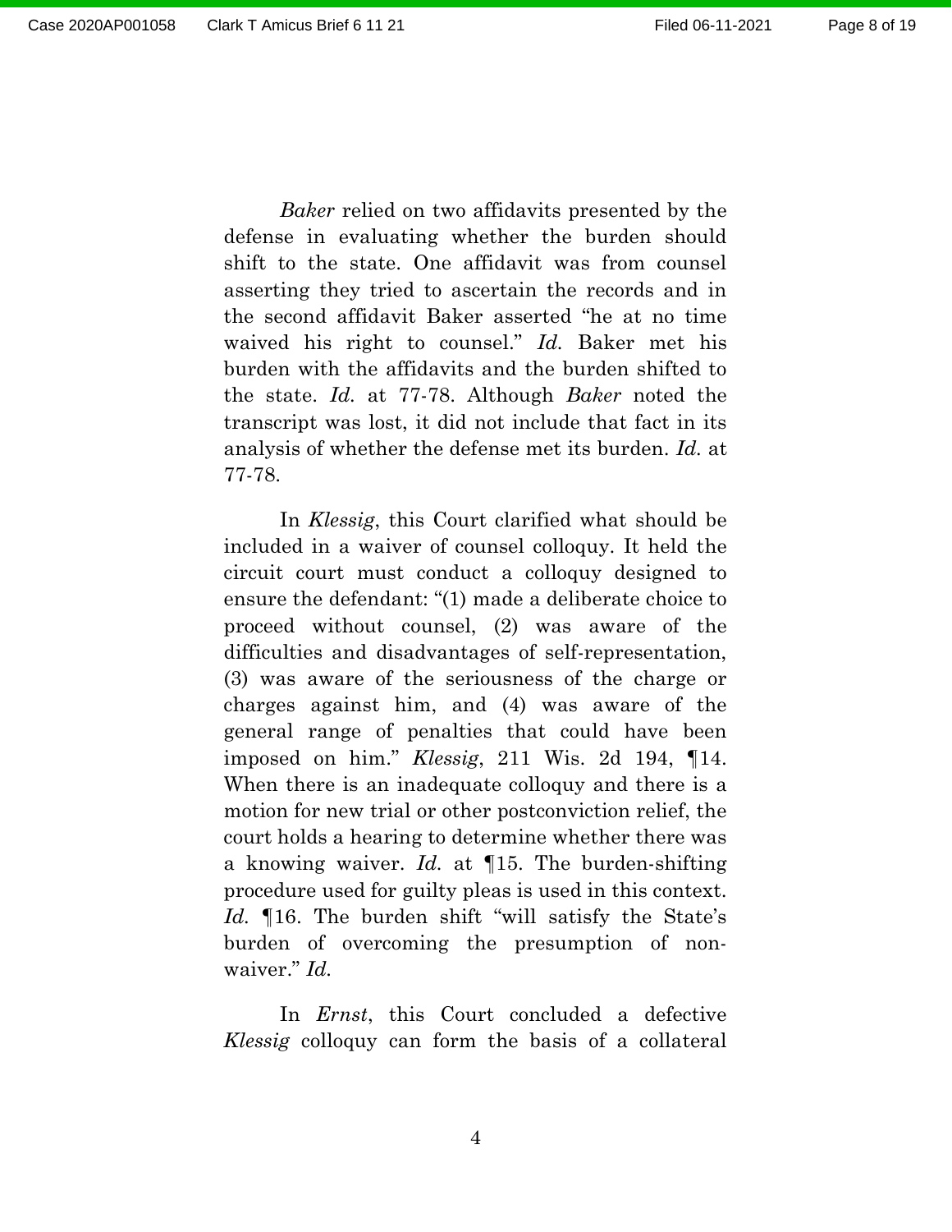*Baker* relied on two affidavits presented by the defense in evaluating whether the burden should shift to the state. One affidavit was from counsel asserting they tried to ascertain the records and in the second affidavit Baker asserted "he at no time waived his right to counsel." *Id.* Baker met his burden with the affidavits and the burden shifted to the state. *Id.* at 77-78. Although *Baker* noted the transcript was lost, it did not include that fact in its analysis of whether the defense met its burden. *Id.* at 77-78.

In *Klessig*, this Court clarified what should be included in a waiver of counsel colloquy. It held the circuit court must conduct a colloquy designed to ensure the defendant: "(1) made a deliberate choice to proceed without counsel, (2) was aware of the difficulties and disadvantages of self-representation, (3) was aware of the seriousness of the charge or charges against him, and (4) was aware of the general range of penalties that could have been imposed on him." *Klessig*, 211 Wis. 2d 194, ¶14. When there is an inadequate colloquy and there is a motion for new trial or other postconviction relief, the court holds a hearing to determine whether there was a knowing waiver. *Id.* at ¶15. The burden-shifting procedure used for guilty pleas is used in this context. *Id.* ¶16. The burden shift "will satisfy the State's burden of overcoming the presumption of non-waiver." *Id.*

In *Ernst*, this Court concluded a defective *Klessig* colloquy can form the basis of a collateral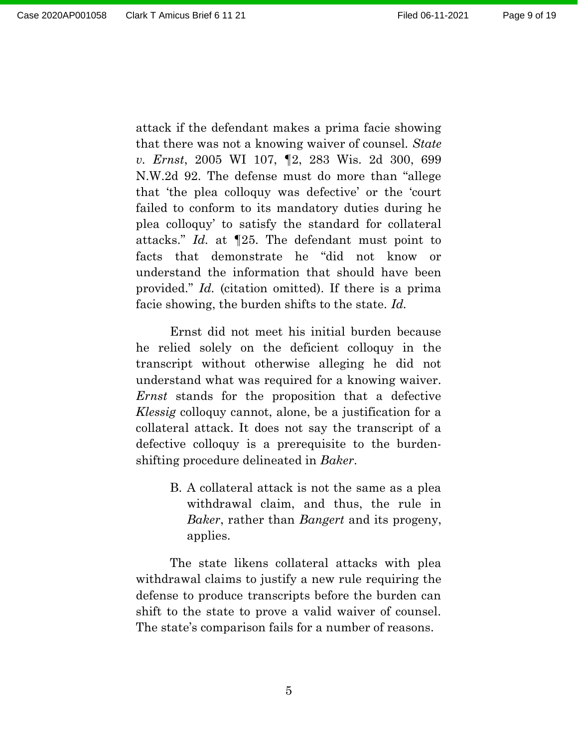attack if the defendant makes a prima facie showing that there was not a knowing waiver of counsel. *State v. Ernst*, 2005 WI 107, ¶2, 283 Wis. 2d 300, 699 N.W.2d 92. The defense must do more than "allege that 'the plea colloquy was defective' or the 'court failed to conform to its mandatory duties during he plea colloquy' to satisfy the standard for collateral attacks." *Id.* at ¶25. The defendant must point to facts that demonstrate he "did not know or understand the information that should have been provided." *Id.* (citation omitted). If there is a prima facie showing, the burden shifts to the state. *Id.*

Ernst did not meet his initial burden because he relied solely on the deficient colloquy in the transcript without otherwise alleging he did not understand what was required for a knowing waiver. *Ernst* stands for the proposition that a defective *Klessig* colloquy cannot, alone, be a justification for a collateral attack. It does not say the transcript of a defective colloquy is a prerequisite to the burden-shifting procedure delineated in *Baker*.

B. A collateral attack is not the same as a plea withdrawal claim, and thus, the rule in *Baker*, rather than *Bangert* and its progeny, applies.

The state likens collateral attacks with plea withdrawal claims to justify a new rule requiring the defense to produce transcripts before the burden can shift to the state to prove a valid waiver of counsel. The state's comparison fails for a number of reasons.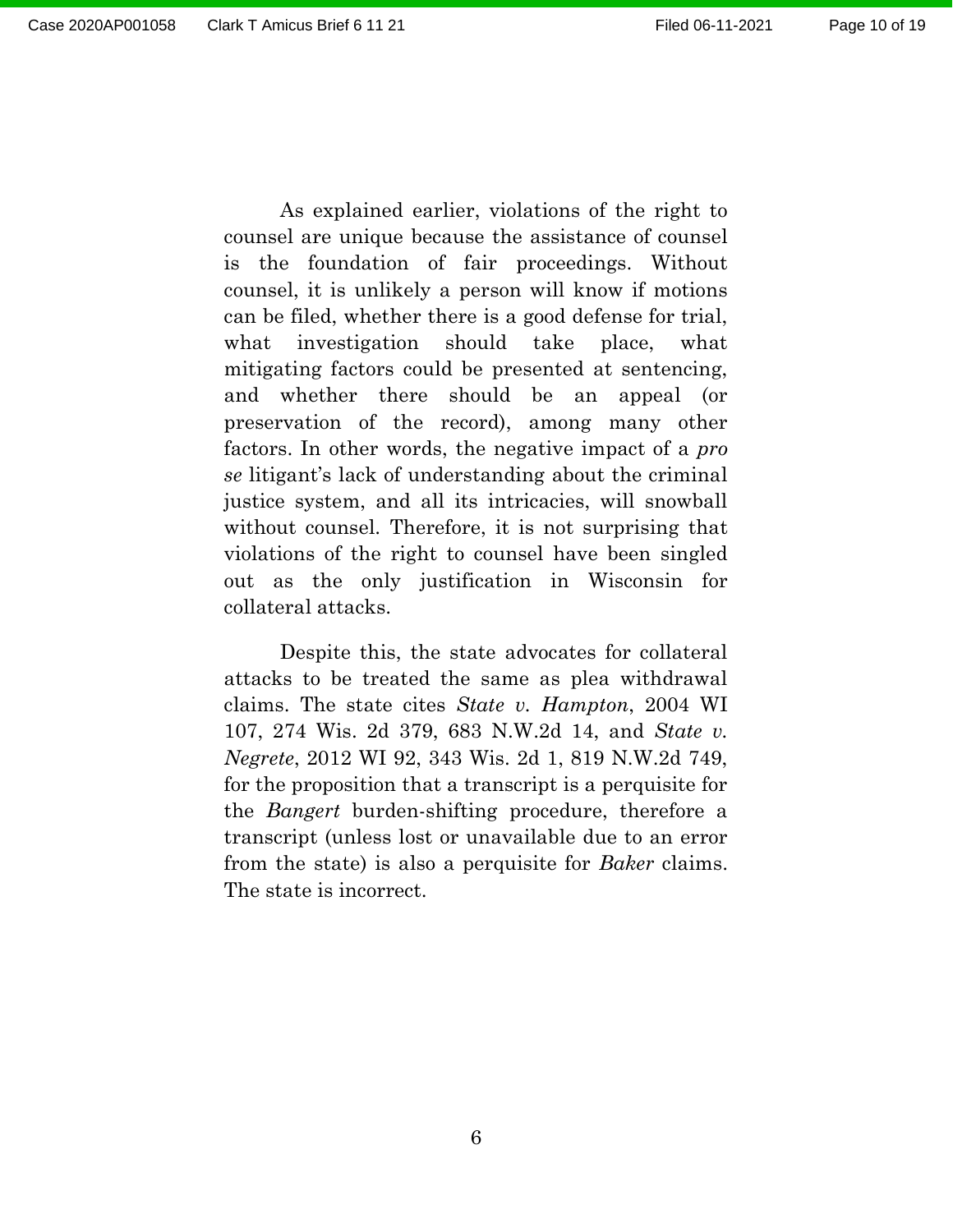As explained earlier, violations of the right to counsel are unique because the assistance of counsel is the foundation of fair proceedings. Without counsel, it is unlikely a person will know if motions can be filed, whether there is a good defense for trial, what investigation should take place, what mitigating factors could be presented at sentencing, and whether there should be an appeal (or preservation of the record), among many other factors. In other words, the negative impact of a *pro se* litigant's lack of understanding about the criminal justice system, and all its intricacies, will snowball without counsel. Therefore, it is not surprising that violations of the right to counsel have been singled out as the only justification in Wisconsin for collateral attacks.

Despite this, the state advocates for collateral attacks to be treated the same as plea withdrawal claims. The state cites *State v. Hampton*, 2004 WI 107, 274 Wis. 2d 379, 683 N.W.2d 14, and *State v. Negrete*, 2012 WI 92, 343 Wis. 2d 1, 819 N.W.2d 749, for the proposition that a transcript is a perquisite for the *Bangert* burden-shifting procedure, therefore a transcript (unless lost or unavailable due to an error from the state) is also a perquisite for *Baker* claims. The state is incorrect.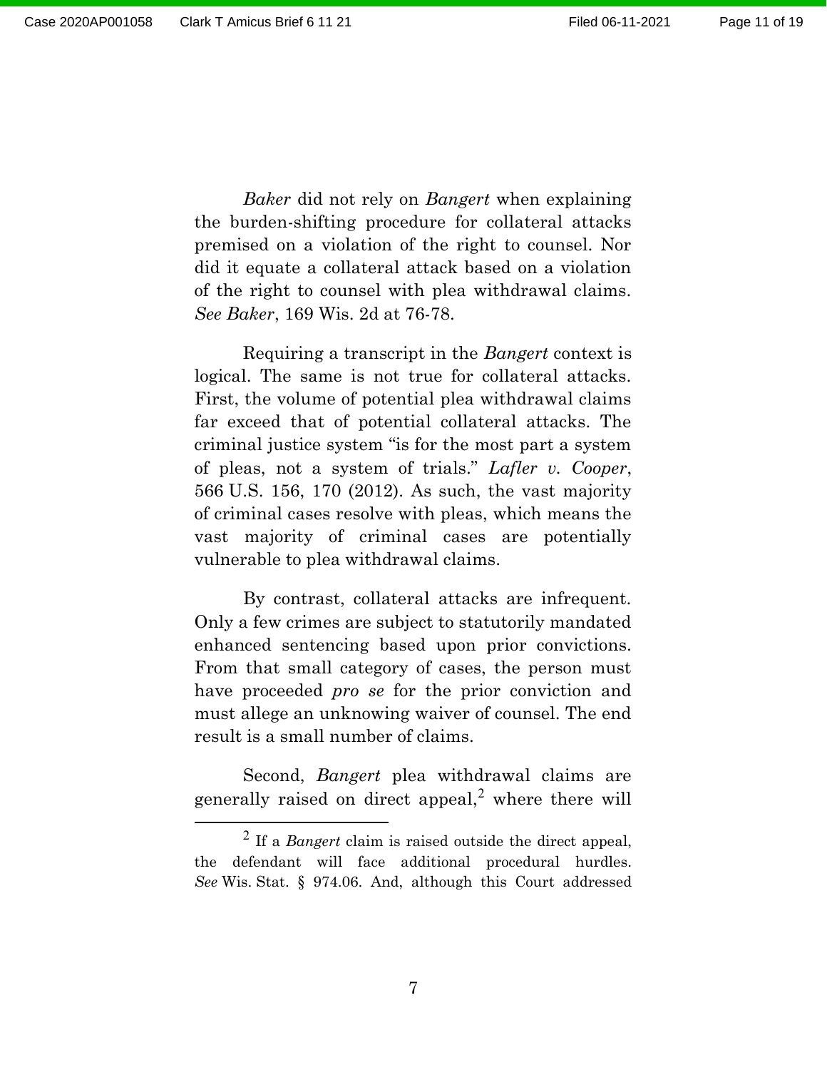*Baker* did not rely on *Bangert* when explaining the burden-shifting procedure for collateral attacks premised on a violation of the right to counsel. Nor did it equate a collateral attack based on a violation of the right to counsel with plea withdrawal claims. *See Baker*, 169 Wis. 2d at 76-78.

Requiring a transcript in the *Bangert* context is logical. The same is not true for collateral attacks. First, the volume of potential plea withdrawal claims far exceed that of potential collateral attacks. The criminal justice system "is for the most part a system of pleas, not a system of trials." *Lafler v. Cooper*, 566 U.S. 156, 170 (2012). As such, the vast majority of criminal cases resolve with pleas, which means the vast majority of criminal cases are potentially vulnerable to plea withdrawal claims.

By contrast, collateral attacks are infrequent. Only a few crimes are subject to statutorily mandated enhanced sentencing based upon prior convictions. From that small category of cases, the person must have proceeded *pro se* for the prior conviction and must allege an unknowing waiver of counsel. The end result is a small number of claims.

Second, *Bangert* plea withdrawal claims are generally raised on direct appeal,[2] where there will

---

[2] If a *Bangert* claim is raised outside the direct appeal, the defendant will face additional procedural hurdles. *See* Wis. Stat. § 974.06. And, although this Court addressed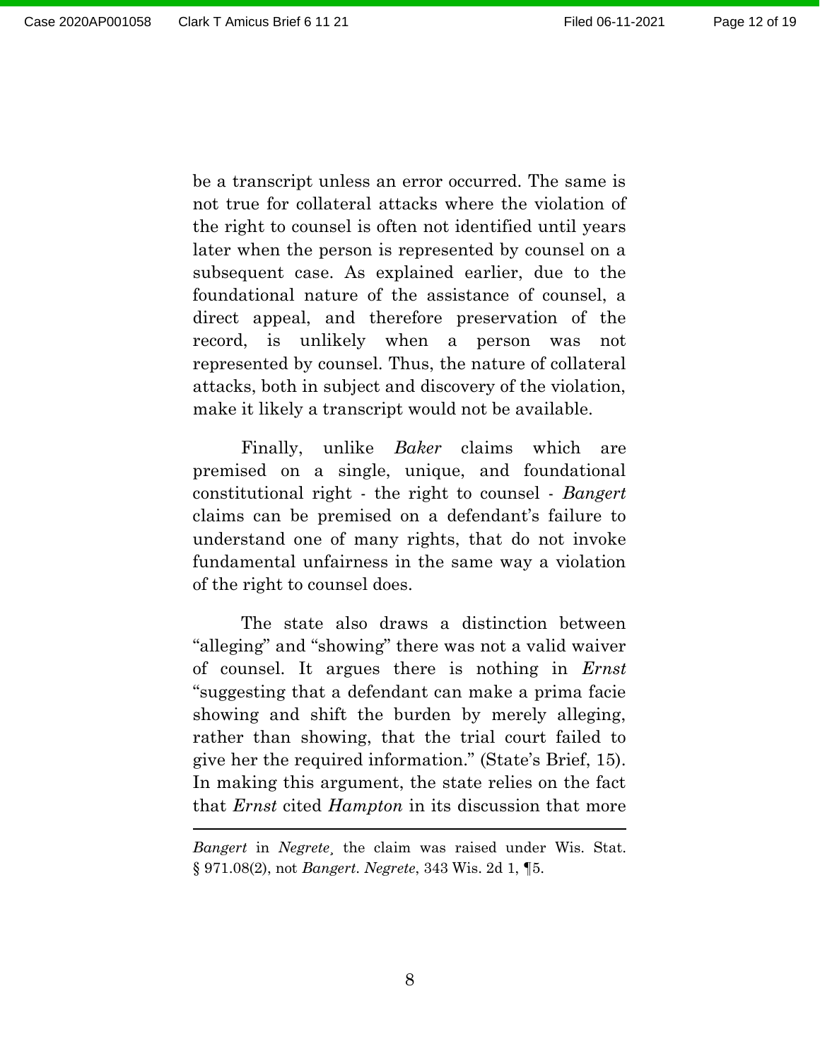be a transcript unless an error occurred. The same is not true for collateral attacks where the violation of the right to counsel is often not identified until years later when the person is represented by counsel on a subsequent case. As explained earlier, due to the foundational nature of the assistance of counsel, a direct appeal, and therefore preservation of the record, is unlikely when a person was not represented by counsel. Thus, the nature of collateral attacks, both in subject and discovery of the violation, make it likely a transcript would not be available.

Finally, unlike *Baker* claims which are premised on a single, unique, and foundational constitutional right - the right to counsel - *Bangert* claims can be premised on a defendant's failure to understand one of many rights, that do not invoke fundamental unfairness in the same way a violation of the right to counsel does.

The state also draws a distinction between "alleging" and "showing" there was not a valid waiver of counsel. It argues there is nothing in *Ernst* "suggesting that a defendant can make a prima facie showing and shift the burden by merely alleging, rather than showing, that the trial court failed to give her the required information." (State's Brief, 15). In making this argument, the state relies on the fact that *Ernst* cited *Hampton* in its discussion that more

---

*Bangert* in *Negrete*, the claim was raised under Wis. Stat. § 971.08(2), not *Bangert*. *Negrete*, 343 Wis. 2d 1, ¶5.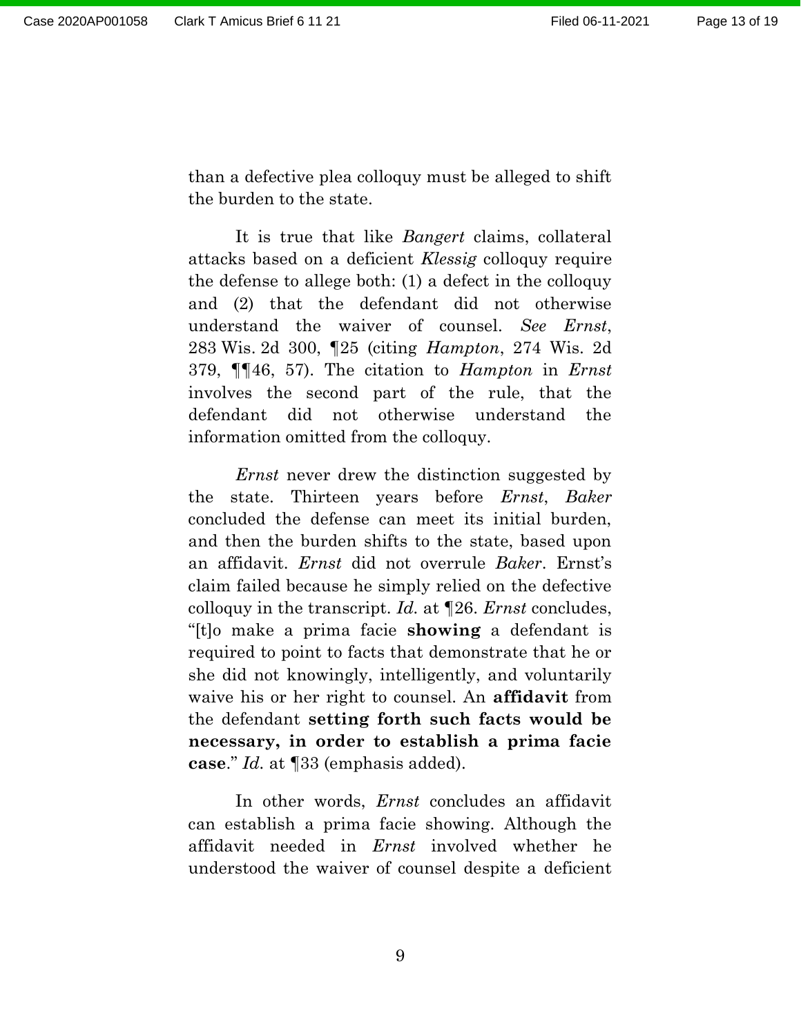than a defective plea colloquy must be alleged to shift the burden to the state.

It is true that like *Bangert* claims, collateral attacks based on a deficient *Klessig* colloquy require the defense to allege both: (1) a defect in the colloquy and (2) that the defendant did not otherwise understand the waiver of counsel. *See Ernst*, 283 Wis. 2d 300, ¶25 (citing *Hampton*, 274 Wis. 2d 379, ¶¶46, 57). The citation to *Hampton* in *Ernst* involves the second part of the rule, that the defendant did not otherwise understand the information omitted from the colloquy.

*Ernst* never drew the distinction suggested by the state. Thirteen years before *Ernst*, *Baker* concluded the defense can meet its initial burden, and then the burden shifts to the state, based upon an affidavit. *Ernst* did not overrule *Baker*. Ernst's claim failed because he simply relied on the defective colloquy in the transcript. *Id.* at ¶26. *Ernst* concludes, "[t]o make a prima facie **showing** a defendant is required to point to facts that demonstrate that he or she did not knowingly, intelligently, and voluntarily waive his or her right to counsel. An **affidavit** from the defendant **setting forth such facts would be necessary, in order to establish a prima facie case**." *Id.* at ¶33 (emphasis added).

In other words, *Ernst* concludes an affidavit can establish a prima facie showing. Although the affidavit needed in *Ernst* involved whether he understood the waiver of counsel despite a deficient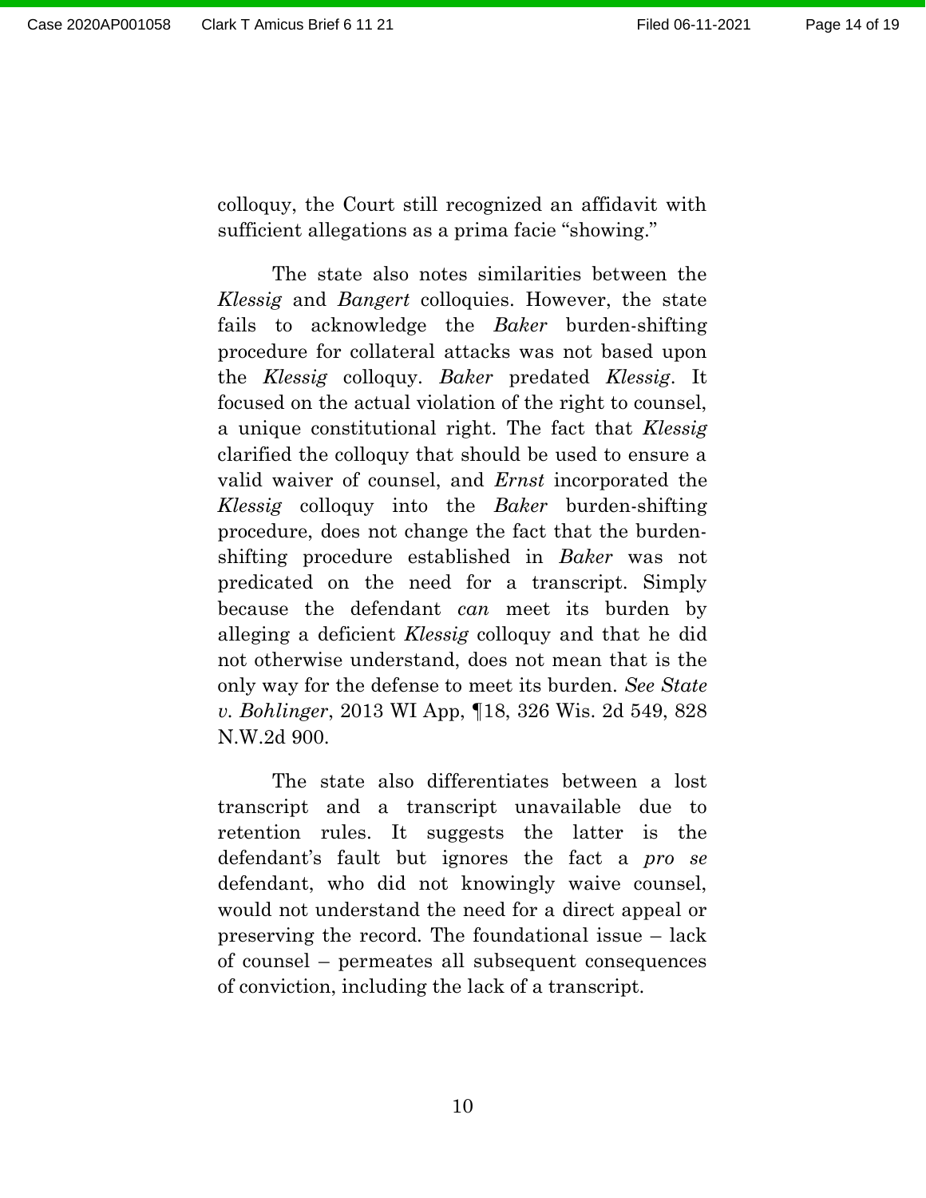colloquy, the Court still recognized an affidavit with sufficient allegations as a prima facie "showing."

The state also notes similarities between the *Klessig* and *Bangert* colloquies. However, the state fails to acknowledge the *Baker* burden-shifting procedure for collateral attacks was not based upon the *Klessig* colloquy. *Baker* predated *Klessig*. It focused on the actual violation of the right to counsel, a unique constitutional right. The fact that *Klessig* clarified the colloquy that should be used to ensure a valid waiver of counsel, and *Ernst* incorporated the *Klessig* colloquy into the *Baker* burden-shifting procedure, does not change the fact that the burden-shifting procedure established in *Baker* was not predicated on the need for a transcript. Simply because the defendant *can* meet its burden by alleging a deficient *Klessig* colloquy and that he did not otherwise understand, does not mean that is the only way for the defense to meet its burden. *See State v. Bohlinger*, 2013 WI App, ¶18, 326 Wis. 2d 549, 828 N.W.2d 900.

The state also differentiates between a lost transcript and a transcript unavailable due to retention rules. It suggests the latter is the defendant's fault but ignores the fact a *pro se* defendant, who did not knowingly waive counsel, would not understand the need for a direct appeal or preserving the record. The foundational issue – lack of counsel – permeates all subsequent consequences of conviction, including the lack of a transcript.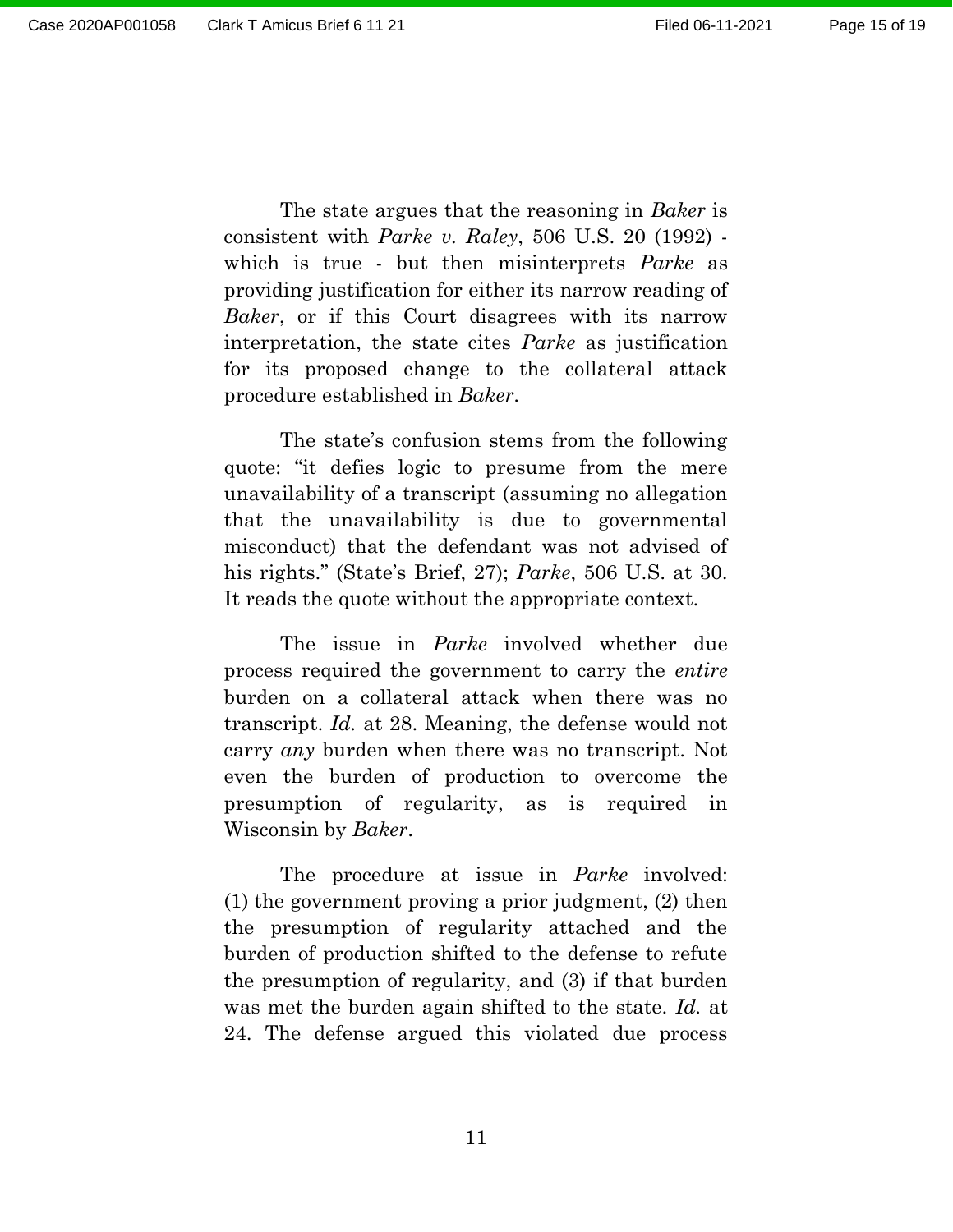The state argues that the reasoning in *Baker* is consistent with *Parke v. Raley*, 506 U.S. 20 (1992) - which is true - but then misinterprets *Parke* as providing justification for either its narrow reading of *Baker*, or if this Court disagrees with its narrow interpretation, the state cites *Parke* as justification for its proposed change to the collateral attack procedure established in *Baker*.

The state's confusion stems from the following quote: "it defies logic to presume from the mere unavailability of a transcript (assuming no allegation that the unavailability is due to governmental misconduct) that the defendant was not advised of his rights." (State's Brief, 27); *Parke*, 506 U.S. at 30. It reads the quote without the appropriate context.

The issue in *Parke* involved whether due process required the government to carry the *entire* burden on a collateral attack when there was no transcript. *Id.* at 28. Meaning, the defense would not carry *any* burden when there was no transcript. Not even the burden of production to overcome the presumption of regularity, as is required in Wisconsin by *Baker*.

The procedure at issue in *Parke* involved: (1) the government proving a prior judgment, (2) then the presumption of regularity attached and the burden of production shifted to the defense to refute the presumption of regularity, and (3) if that burden was met the burden again shifted to the state. *Id.* at 24. The defense argued this violated due process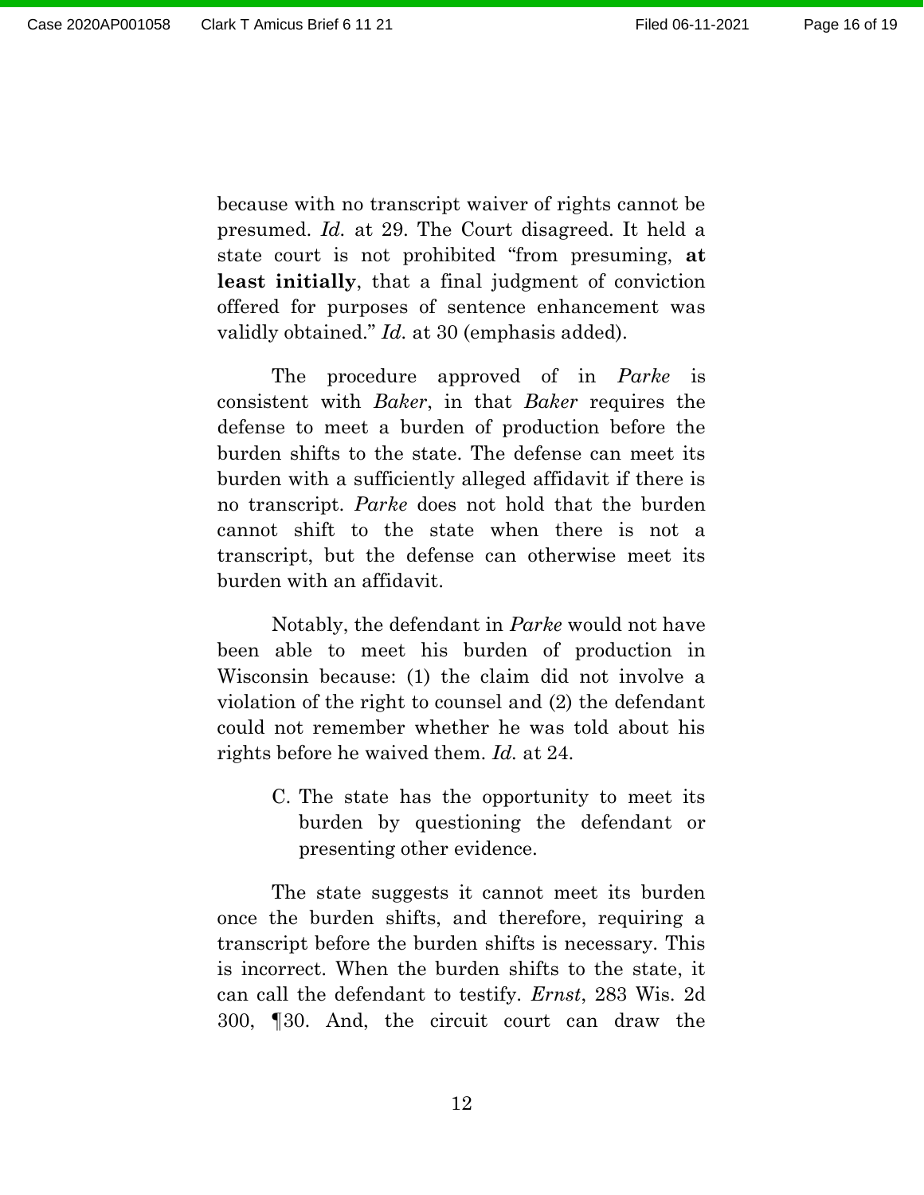because with no transcript waiver of rights cannot be presumed. *Id.* at 29. The Court disagreed. It held a state court is not prohibited "from presuming, **at least initially**, that a final judgment of conviction offered for purposes of sentence enhancement was validly obtained." *Id.* at 30 (emphasis added).

The procedure approved of in *Parke* is consistent with *Baker*, in that *Baker* requires the defense to meet a burden of production before the burden shifts to the state. The defense can meet its burden with a sufficiently alleged affidavit if there is no transcript. *Parke* does not hold that the burden cannot shift to the state when there is not a transcript, but the defense can otherwise meet its burden with an affidavit.

Notably, the defendant in *Parke* would not have been able to meet his burden of production in Wisconsin because: (1) the claim did not involve a violation of the right to counsel and (2) the defendant could not remember whether he was told about his rights before he waived them. *Id.* at 24.

C. The state has the opportunity to meet its burden by questioning the defendant or presenting other evidence.

The state suggests it cannot meet its burden once the burden shifts, and therefore, requiring a transcript before the burden shifts is necessary. This is incorrect. When the burden shifts to the state, it can call the defendant to testify. *Ernst*, 283 Wis. 2d 300, ¶30. And, the circuit court can draw the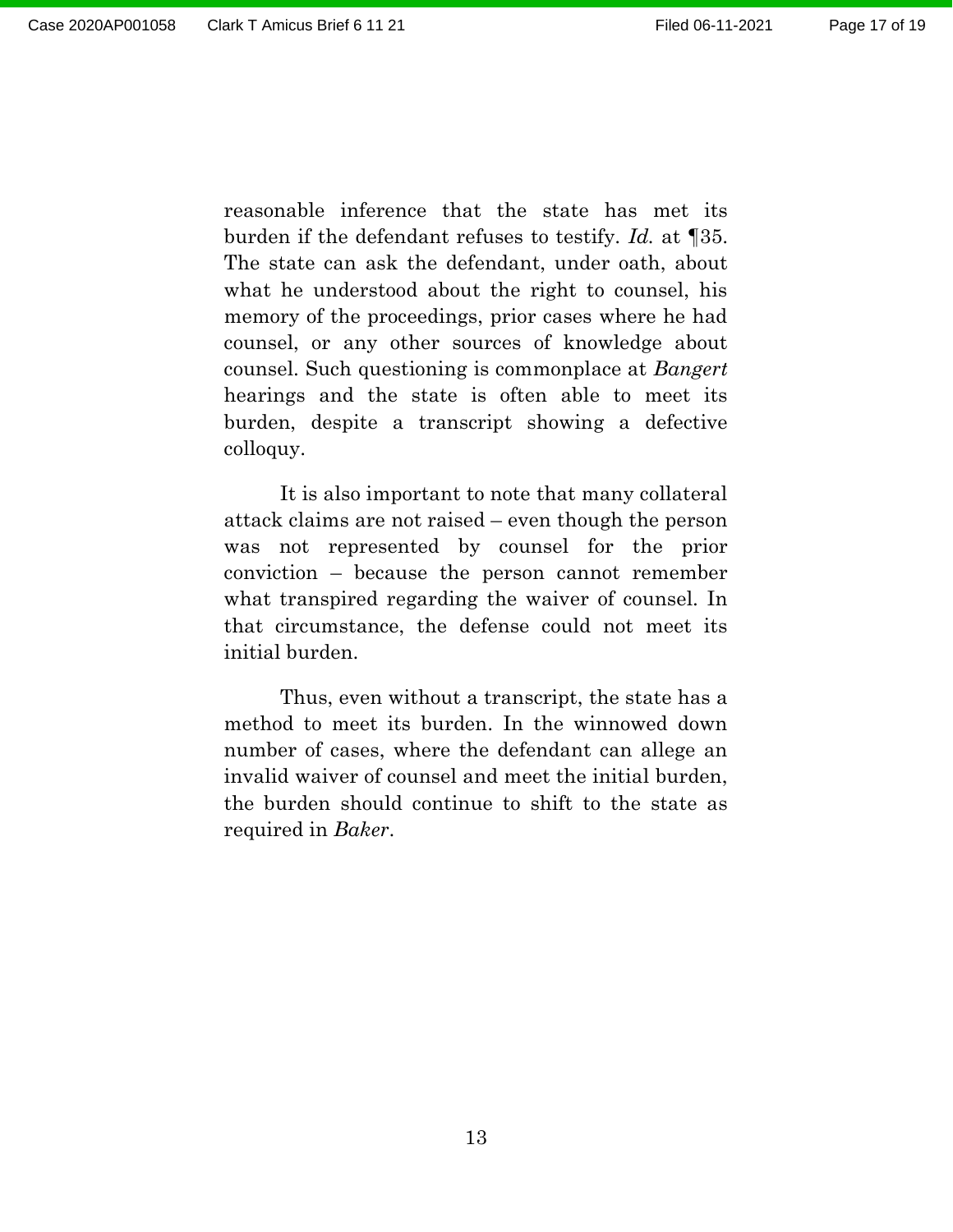reasonable inference that the state has met its burden if the defendant refuses to testify. *Id.* at ¶35. The state can ask the defendant, under oath, about what he understood about the right to counsel, his memory of the proceedings, prior cases where he had counsel, or any other sources of knowledge about counsel. Such questioning is commonplace at *Bangert* hearings and the state is often able to meet its burden, despite a transcript showing a defective colloquy.

It is also important to note that many collateral attack claims are not raised – even though the person was not represented by counsel for the prior conviction – because the person cannot remember what transpired regarding the waiver of counsel. In that circumstance, the defense could not meet its initial burden.

Thus, even without a transcript, the state has a method to meet its burden. In the winnowed down number of cases, where the defendant can allege an invalid waiver of counsel and meet the initial burden, the burden should continue to shift to the state as required in *Baker*.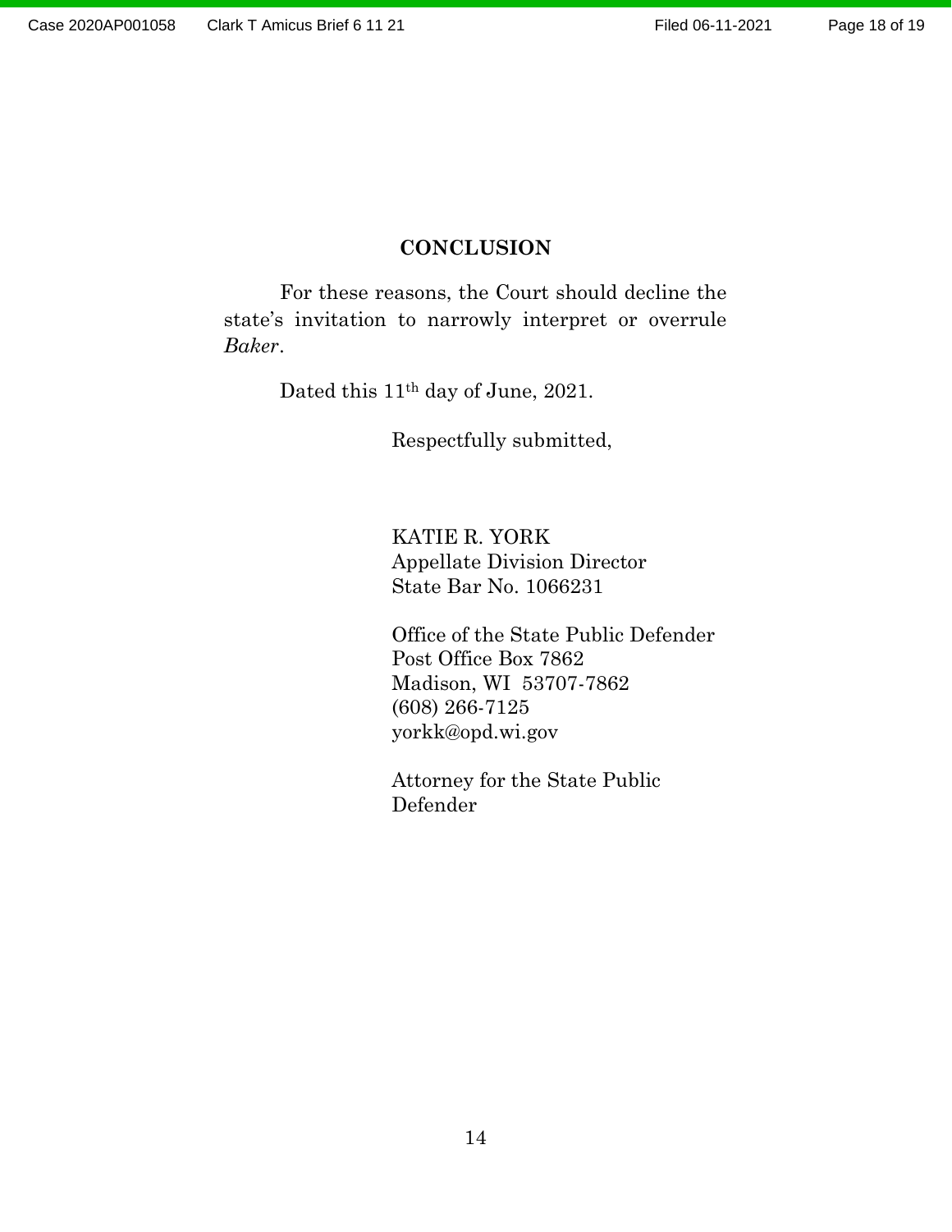## CONCLUSION

For these reasons, the Court should decline the state's invitation to narrowly interpret or overrule *Baker*.

Dated this 11th day of June, 2021.

Respectfully submitted,

KATIE R. YORK
Appellate Division Director
State Bar No. 1066231

Office of the State Public Defender
Post Office Box 7862
Madison, WI 53707-7862
(608) 266-7125
yorkk@opd.wi.gov

Attorney for the State Public Defender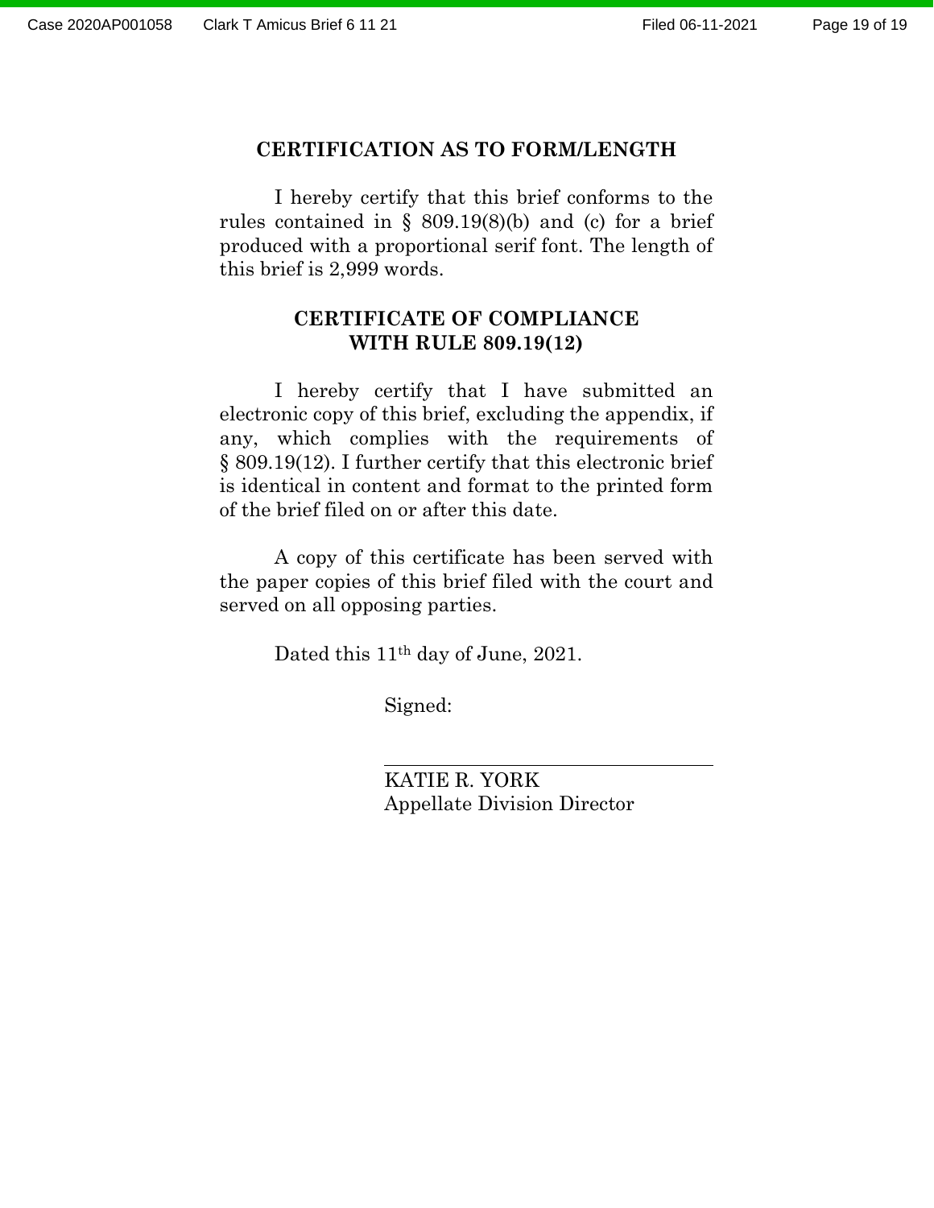## CERTIFICATION AS TO FORM/LENGTH

I hereby certify that this brief conforms to the rules contained in § 809.19(8)(b) and (c) for a brief produced with a proportional serif font. The length of this brief is 2,999 words.

## CERTIFICATE OF COMPLIANCE WITH RULE 809.19(12)

I hereby certify that I have submitted an electronic copy of this brief, excluding the appendix, if any, which complies with the requirements of § 809.19(12). I further certify that this electronic brief is identical in content and format to the printed form of the brief filed on or after this date.

A copy of this certificate has been served with the paper copies of this brief filed with the court and served on all opposing parties.

Dated this 11th day of June, 2021.

Signed:

KATIE R. YORK
Appellate Division Director